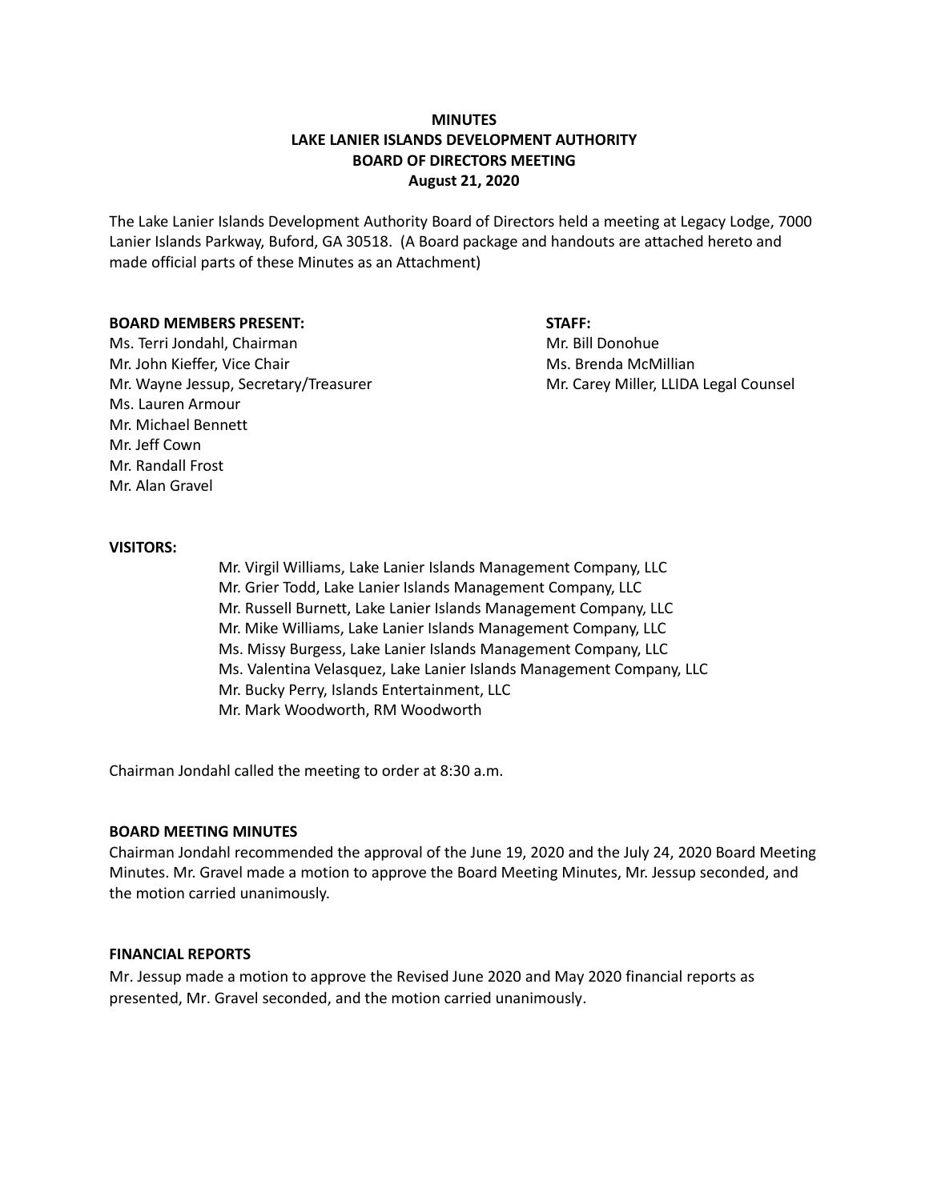# MINUTES
# LAKE LANIER ISLANDS DEVELOPMENT AUTHORITY
# BOARD OF DIRECTORS MEETING
# August 21, 2020

The Lake Lanier Islands Development Authority Board of Directors held a meeting at Legacy Lodge, 7000 Lanier Islands Parkway, Buford, GA 30518. (A Board package and handouts are attached hereto and made official parts of these Minutes as an Attachment)

**BOARD MEMBERS PRESENT:**

Ms. Terri Jondahl, Chairman
Mr. John Kieffer, Vice Chair
Mr. Wayne Jessup, Secretary/Treasurer
Ms. Lauren Armour
Mr. Michael Bennett
Mr. Jeff Cown
Mr. Randall Frost
Mr. Alan Gravel

**STAFF:**

Mr. Bill Donohue
Ms. Brenda McMillian
Mr. Carey Miller, LLIDA Legal Counsel

**VISITORS:**

Mr. Virgil Williams, Lake Lanier Islands Management Company, LLC
Mr. Grier Todd, Lake Lanier Islands Management Company, LLC
Mr. Russell Burnett, Lake Lanier Islands Management Company, LLC
Mr. Mike Williams, Lake Lanier Islands Management Company, LLC
Ms. Missy Burgess, Lake Lanier Islands Management Company, LLC
Ms. Valentina Velasquez, Lake Lanier Islands Management Company, LLC
Mr. Bucky Perry, Islands Entertainment, LLC
Mr. Mark Woodworth, RM Woodworth

Chairman Jondahl called the meeting to order at 8:30 a.m.

**BOARD MEETING MINUTES**

Chairman Jondahl recommended the approval of the June 19, 2020 and the July 24, 2020 Board Meeting Minutes. Mr. Gravel made a motion to approve the Board Meeting Minutes, Mr. Jessup seconded, and the motion carried unanimously.

**FINANCIAL REPORTS**

Mr. Jessup made a motion to approve the Revised June 2020 and May 2020 financial reports as presented, Mr. Gravel seconded, and the motion carried unanimously.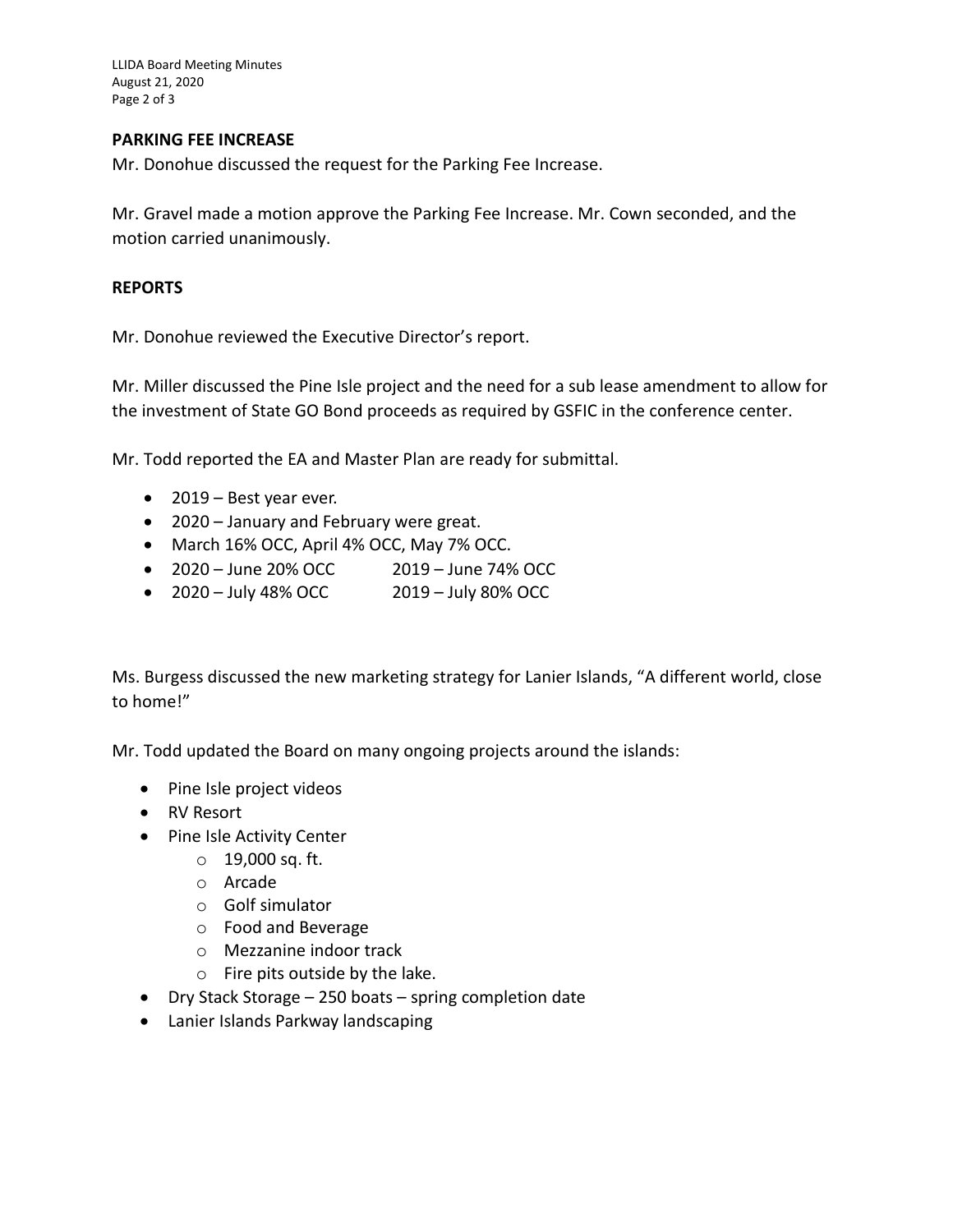## PARKING FEE INCREASE

Mr. Donohue discussed the request for the Parking Fee Increase.

Mr. Gravel made a motion approve the Parking Fee Increase. Mr. Cown seconded, and the motion carried unanimously.

## REPORTS

Mr. Donohue reviewed the Executive Director's report.

Mr. Miller discussed the Pine Isle project and the need for a sub lease amendment to allow for the investment of State GO Bond proceeds as required by GSFIC in the conference center.

Mr. Todd reported the EA and Master Plan are ready for submittal.

- 2019 – Best year ever.
- 2020 – January and February were great.
- March 16% OCC, April 4% OCC, May 7% OCC.
- 2020 – June 20% OCC          2019 – June 74% OCC
- 2020 – July 48% OCC           2019 – July 80% OCC

Ms. Burgess discussed the new marketing strategy for Lanier Islands, "A different world, close to home!"

Mr. Todd updated the Board on many ongoing projects around the islands:

- Pine Isle project videos
- RV Resort
- Pine Isle Activity Center
  - 19,000 sq. ft.
  - Arcade
  - Golf simulator
  - Food and Beverage
  - Mezzanine indoor track
  - Fire pits outside by the lake.
- Dry Stack Storage – 250 boats – spring completion date
- Lanier Islands Parkway landscaping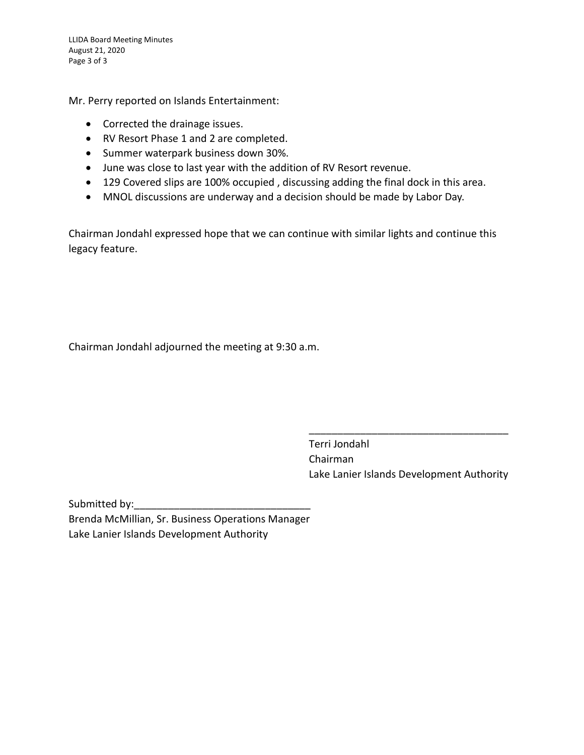Mr. Perry reported on Islands Entertainment:

- Corrected the drainage issues.
- RV Resort Phase 1 and 2 are completed.
- Summer waterpark business down 30%.
- June was close to last year with the addition of RV Resort revenue.
- 129 Covered slips are 100% occupied , discussing adding the final dock in this area.
- MNOL discussions are underway and a decision should be made by Labor Day.

Chairman Jondahl expressed hope that we can continue with similar lights and continue this legacy feature.

Chairman Jondahl adjourned the meeting at 9:30 a.m.

\_\_\_\_\_\_\_\_\_\_\_\_\_\_\_\_\_\_\_\_\_\_\_\_\_\_\_\_\_\_\_\_\_\_\_\_
Terri Jondahl
Chairman
Lake Lanier Islands Development Authority

Submitted by:\_\_\_\_\_\_\_\_\_\_\_\_\_\_\_\_\_\_\_\_\_\_\_\_\_\_\_\_\_\_\_
Brenda McMillian, Sr. Business Operations Manager
Lake Lanier Islands Development Authority